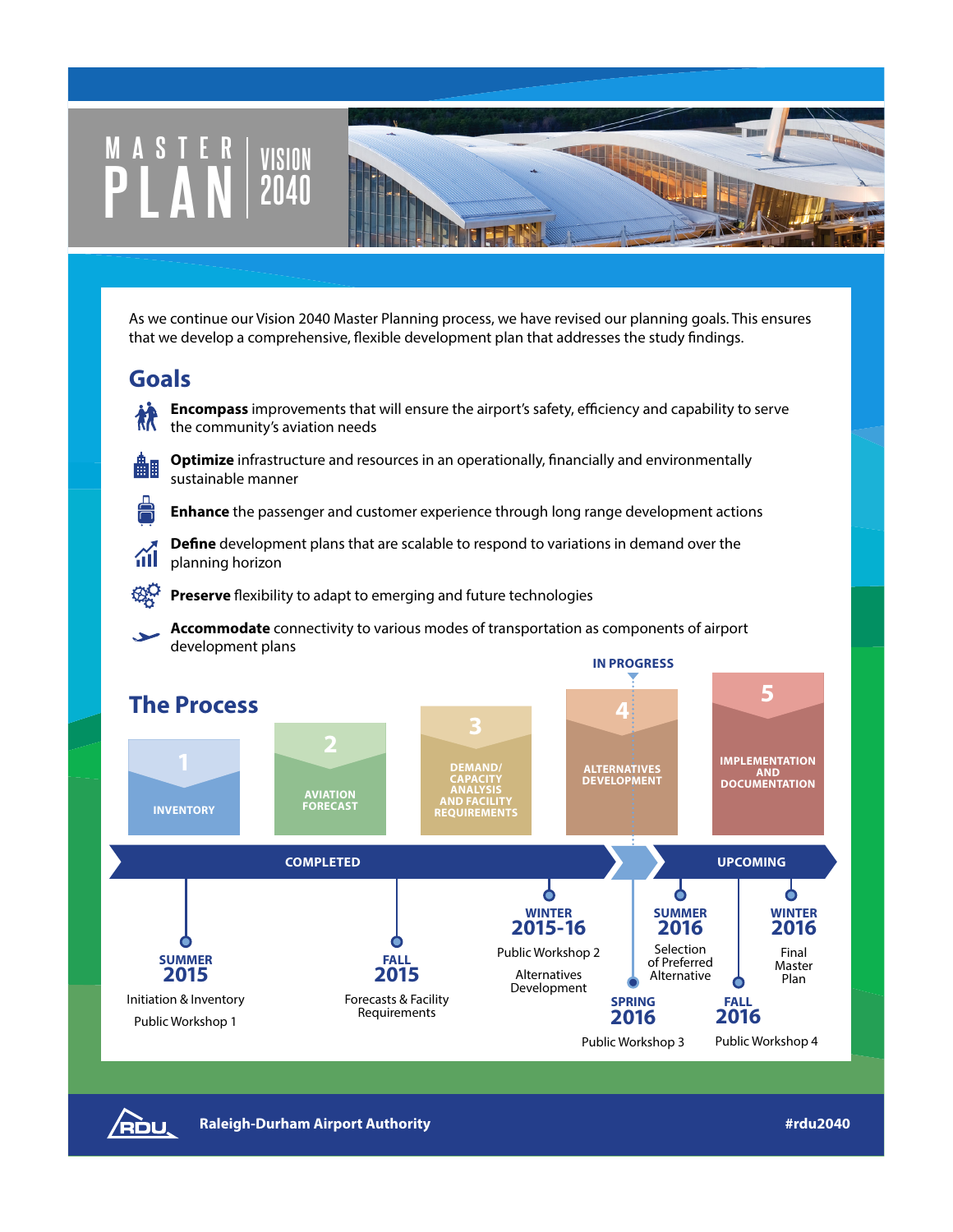# MASTER PLAN | VISION 2040

As we continue our Vision 2040 Master Planning process, we have revised our planning goals. This ensures that we develop a comprehensive, flexible development plan that addresses the study findings.

## Goals

- **Encompass** improvements that will ensure the airport's safety, efficiency and capability to serve the community's aviation needs
- **Optimize** infrastructure and resources in an operationally, financially and environmentally sustainable manner
- **Enhance** the passenger and customer experience through long range development actions
- **Define** development plans that are scalable to respond to variations in demand over the planning horizon
- **Preserve** flexibility to adapt to emerging and future technologies
- **Accommodate** connectivity to various modes of transportation as components of airport development plans

## The Process

1. INVENTORY
2. AVIATION FORECAST
3. DEMAND/ CAPACITY ANALYSIS AND FACILITY REQUIREMENTS
4. ALTERNATIVES DEVELOPMENT (IN PROGRESS)
5. IMPLEMENTATION AND DOCUMENTATION

**COMPLETED**

- **SUMMER 2015** – Initiation & Inventory; Public Workshop 1
- **FALL 2015** – Forecasts & Facility Requirements
- **WINTER 2015-16** – Public Workshop 2; Alternatives Development
- **SPRING 2016** – Public Workshop 3

**UPCOMING**

- **SUMMER 2016** – Selection of Preferred Alternative
- **FALL 2016** – Public Workshop 4
- **WINTER 2016** – Final Master Plan

Raleigh-Durham Airport Authority

#rdu2040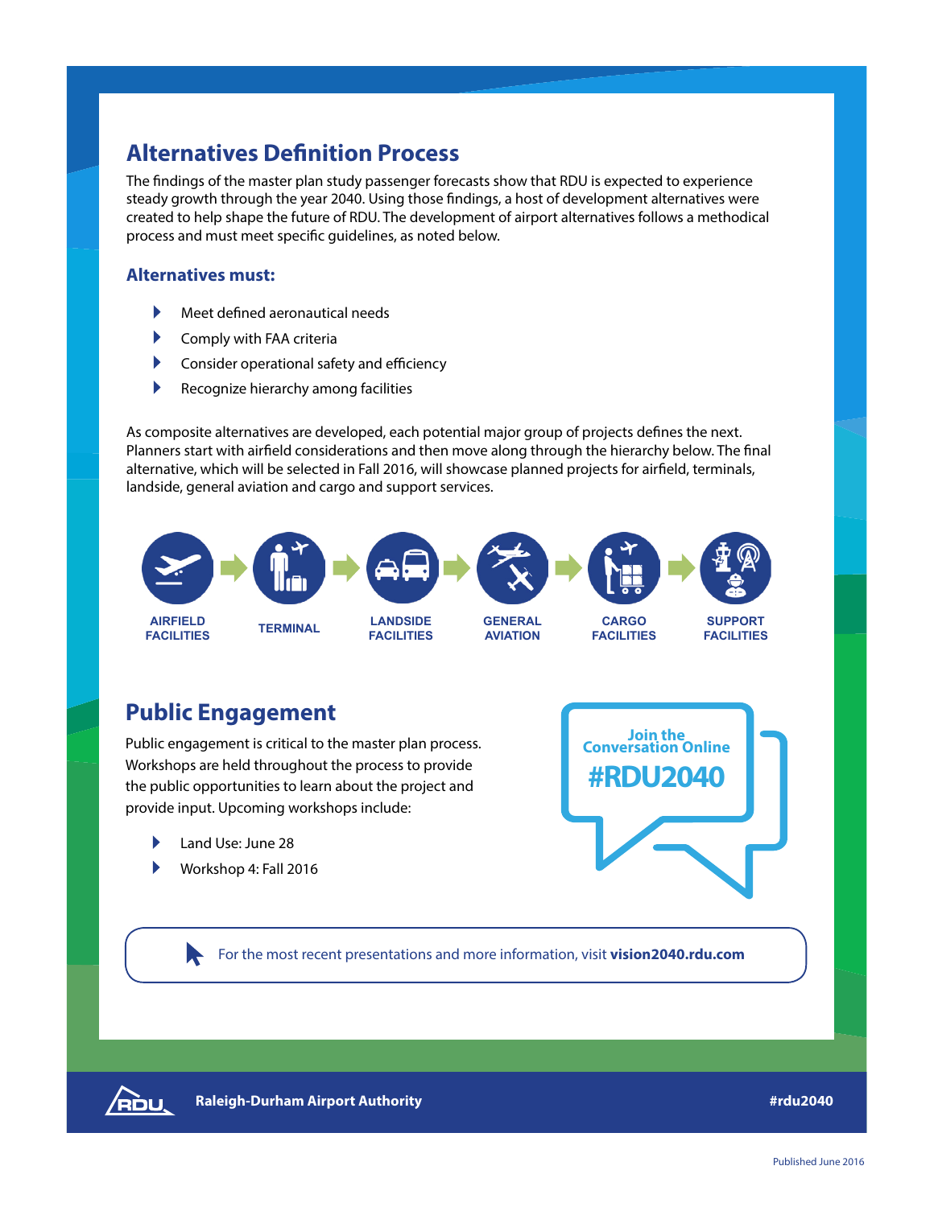## Alternatives Definition Process

The findings of the master plan study passenger forecasts show that RDU is expected to experience steady growth through the year 2040. Using those findings, a host of development alternatives were created to help shape the future of RDU. The development of airport alternatives follows a methodical process and must meet specific guidelines, as noted below.

### Alternatives must:

- Meet defined aeronautical needs
- Comply with FAA criteria
- Consider operational safety and efficiency
- Recognize hierarchy among facilities

As composite alternatives are developed, each potential major group of projects defines the next. Planners start with airfield considerations and then move along through the hierarchy below. The final alternative, which will be selected in Fall 2016, will showcase planned projects for airfield, terminals, landside, general aviation and cargo and support services.

AIRFIELD FACILITIES → TERMINAL → LANDSIDE FACILITIES → GENERAL AVIATION → CARGO FACILITIES → SUPPORT FACILITIES

## Public Engagement

Public engagement is critical to the master plan process. Workshops are held throughout the process to provide the public opportunities to learn about the project and provide input. Upcoming workshops include:

- Land Use: June 28
- Workshop 4: Fall 2016

Join the Conversation Online

**#RDU2040**

For the most recent presentations and more information, visit **vision2040.rdu.com**

Raleigh-Durham Airport Authority

#rdu2040

Published June 2016